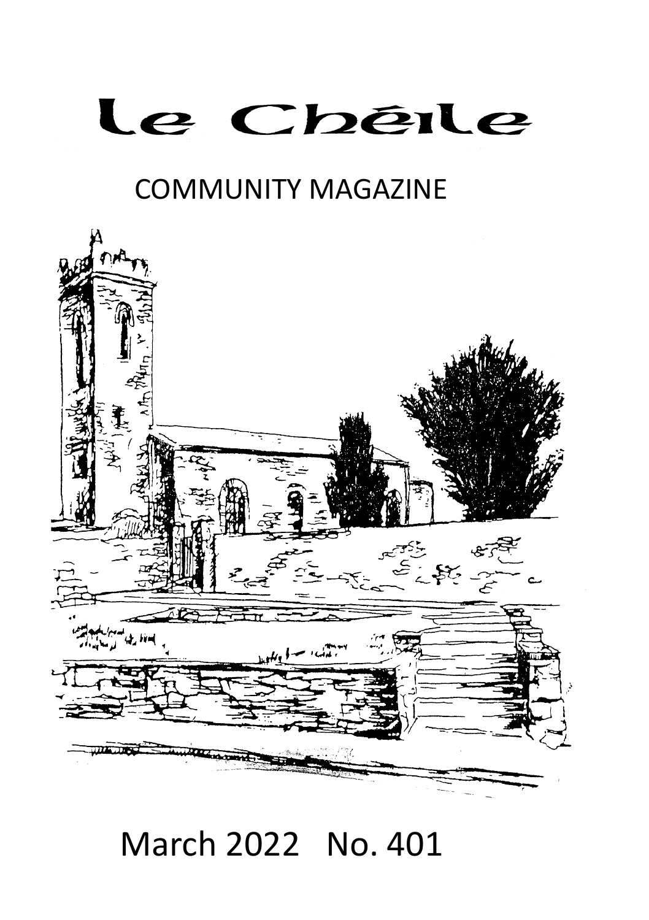# Le Chéile

## COMMUNITY MAGAZINE

March 2022 No. 401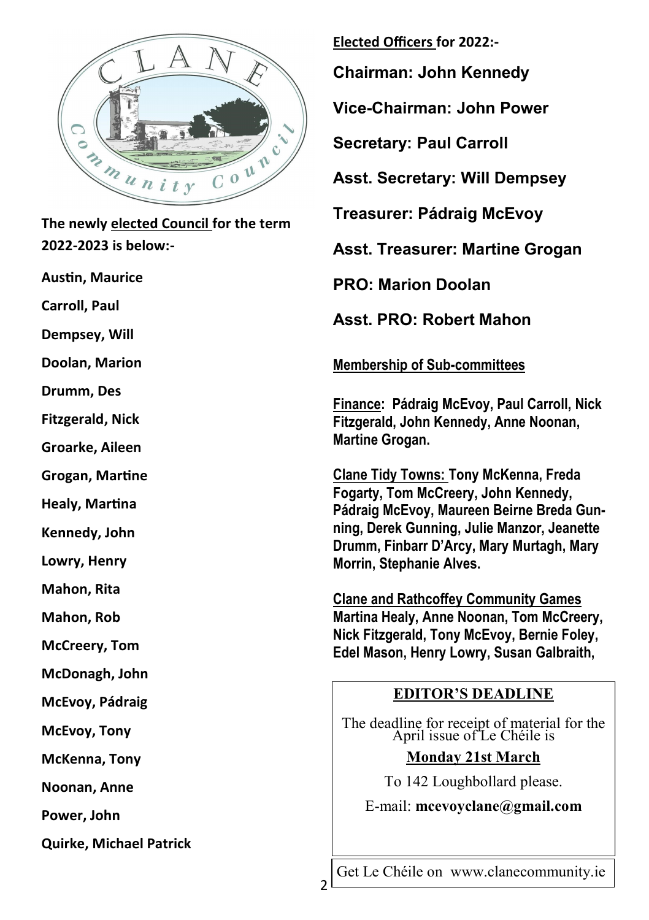The newly **elected Council** for the term 2022-2023 is below:-

Austin, Maurice

Carroll, Paul

Dempsey, Will

Doolan, Marion

Drumm, Des

Fitzgerald, Nick

Groarke, Aileen

Grogan, Martine

Healy, Martina

Kennedy, John

Lowry, Henry

Mahon, Rita

Mahon, Rob

McCreery, Tom

McDonagh, John

McEvoy, Pádraig

McEvoy, Tony

McKenna, Tony

Noonan, Anne

Power, John

Quirke, Michael Patrick

**Elected Officers for 2022:-**

**Chairman: John Kennedy**

**Vice-Chairman: John Power**

**Secretary: Paul Carroll**

**Asst. Secretary: Will Dempsey**

**Treasurer: Pádraig McEvoy**

**Asst. Treasurer: Martine Grogan**

**PRO: Marion Doolan**

**Asst. PRO: Robert Mahon**

**Membership of Sub-committees**

**Finance**: Pádraig McEvoy, Paul Carroll, Nick Fitzgerald, John Kennedy, Anne Noonan, Martine Grogan.

**Clane Tidy Towns:** Tony McKenna, Freda Fogarty, Tom McCreery, John Kennedy, Pádraig McEvoy, Maureen Beirne Breda Gunning, Derek Gunning, Julie Manzor, Jeanette Drumm, Finbarr D'Arcy, Mary Murtagh, Mary Morrin, Stephanie Alves.

**Clane and Rathcoffey Community Games**
Martina Healy, Anne Noonan, Tom McCreery, Nick Fitzgerald, Tony McEvoy, Bernie Foley, Edel Mason, Henry Lowry, Susan Galbraith,

**EDITOR'S DEADLINE**

The deadline for receipt of material for the April issue of Le Chéile is

**Monday 21st March**

To 142 Loughbollard please.

E-mail: **mcevoyclane@gmail.com**

Get Le Chéile on www.clanecommunity.ie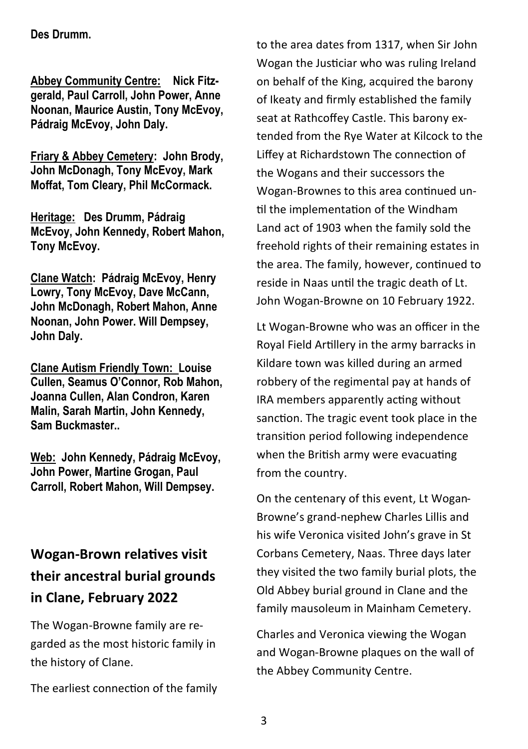**Des Drumm.**

**<u>Abbey Community Centre:</u> Nick Fitzgerald, Paul Carroll, John Power, Anne Noonan, Maurice Austin, Tony McEvoy, Pádraig McEvoy, John Daly.**

**<u>Friary & Abbey Cemetery</u>: John Brody, John McDonagh, Tony McEvoy, Mark Moffat, Tom Cleary, Phil McCormack.**

**<u>Heritage:</u> Des Drumm, Pádraig McEvoy, John Kennedy, Robert Mahon, Tony McEvoy.**

**<u>Clane Watch</u>: Pádraig McEvoy, Henry Lowry, Tony McEvoy, Dave McCann, John McDonagh, Robert Mahon, Anne Noonan, John Power. Will Dempsey, John Daly.**

**<u>Clane Autism Friendly Town:</u> Louise Cullen, Seamus O'Connor, Rob Mahon, Joanna Cullen, Alan Condron, Karen Malin, Sarah Martin, John Kennedy, Sam Buckmaster..**

**<u>Web:</u> John Kennedy, Pádraig McEvoy, John Power, Martine Grogan, Paul Carroll, Robert Mahon, Will Dempsey.**

## Wogan-Brown relatives visit their ancestral burial grounds in Clane, February 2022

The Wogan-Browne family are regarded as the most historic family in the history of Clane.

The earliest connection of the family to the area dates from 1317, when Sir John Wogan the Justiciar who was ruling Ireland on behalf of the King, acquired the barony of Ikeaty and firmly established the family seat at Rathcoffey Castle. This barony extended from the Rye Water at Kilcock to the Liffey at Richardstown The connection of the Wogans and their successors the Wogan-Brownes to this area continued until the implementation of the Windham Land act of 1903 when the family sold the freehold rights of their remaining estates in the area. The family, however, continued to reside in Naas until the tragic death of Lt. John Wogan-Browne on 10 February 1922.

Lt Wogan-Browne who was an officer in the Royal Field Artillery in the army barracks in Kildare town was killed during an armed robbery of the regimental pay at hands of IRA members apparently acting without sanction. The tragic event took place in the transition period following independence when the British army were evacuating from the country.

On the centenary of this event, Lt Wogan-Browne's grand-nephew Charles Lillis and his wife Veronica visited John's grave in St Corbans Cemetery, Naas. Three days later they visited the two family burial plots, the Old Abbey burial ground in Clane and the family mausoleum in Mainham Cemetery.

Charles and Veronica viewing the Wogan and Wogan-Browne plaques on the wall of the Abbey Community Centre.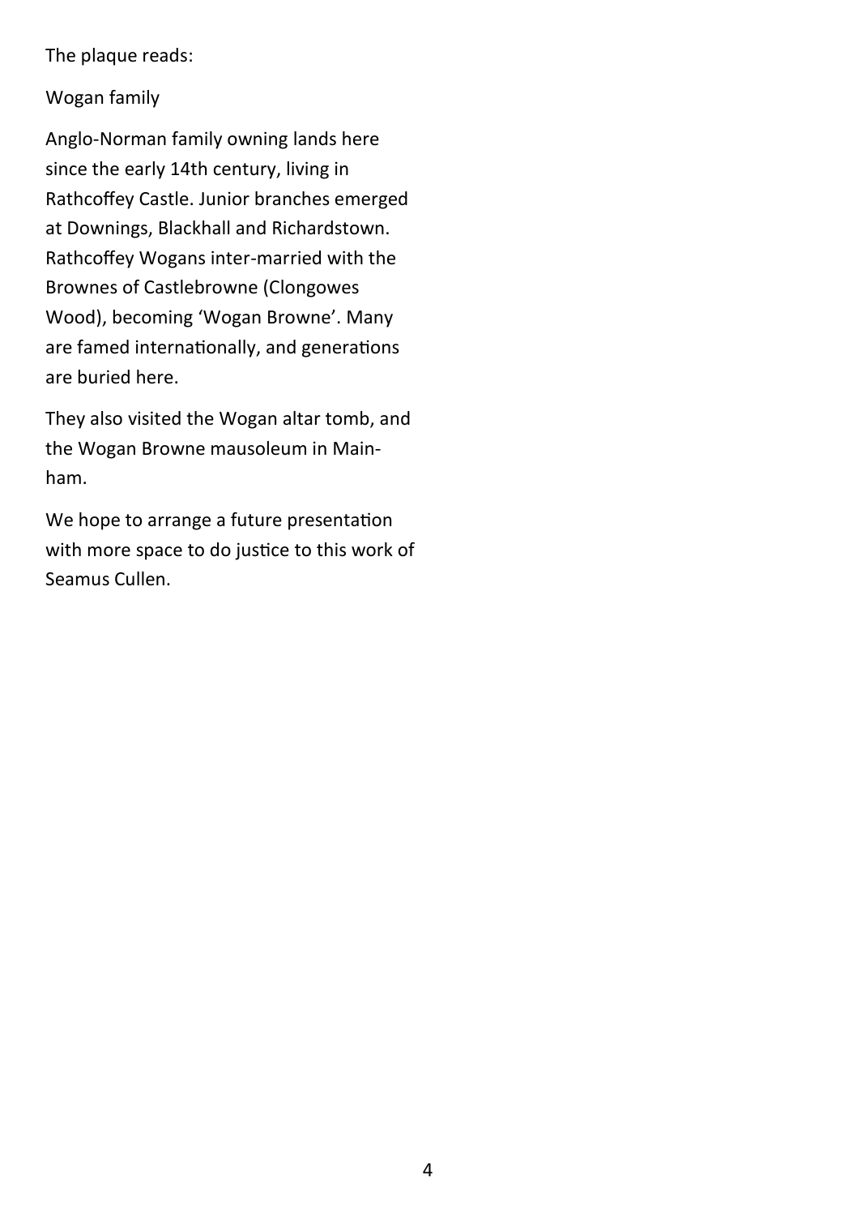The plaque reads:

Wogan family

Anglo-Norman family owning lands here since the early 14th century, living in Rathcoffey Castle. Junior branches emerged at Downings, Blackhall and Richardstown. Rathcoffey Wogans inter-married with the Brownes of Castlebrowne (Clongowes Wood), becoming 'Wogan Browne'. Many are famed internationally, and generations are buried here.

They also visited the Wogan altar tomb, and the Wogan Browne mausoleum in Mainham.

We hope to arrange a future presentation with more space to do justice to this work of Seamus Cullen.